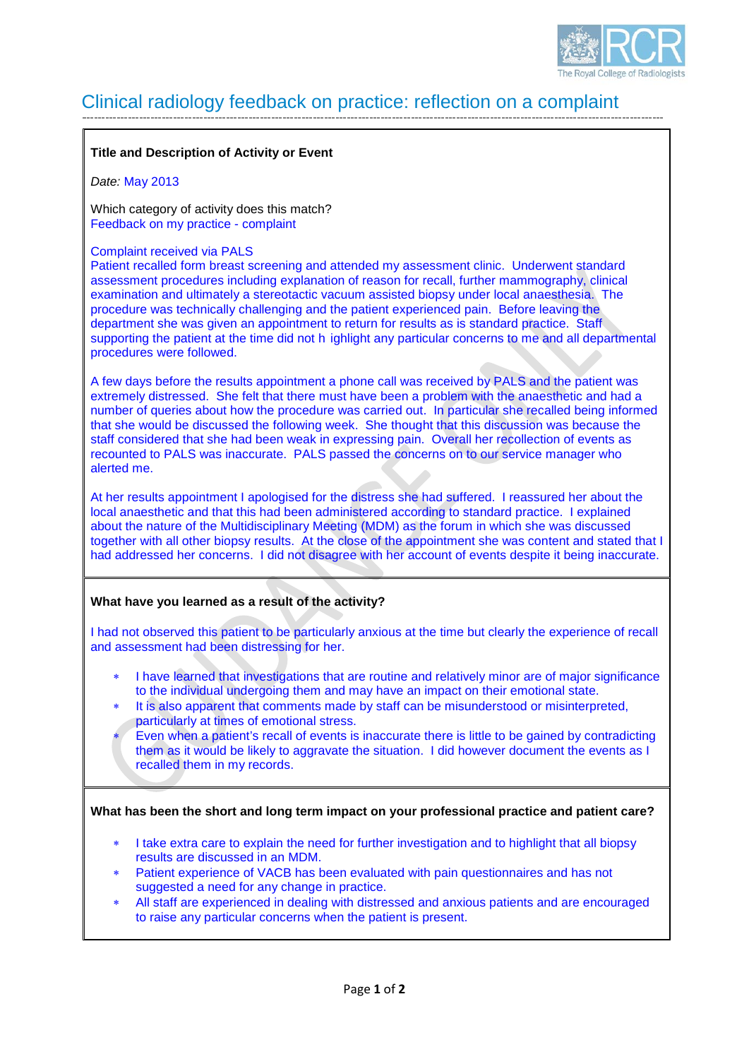# Clinical radiology feedback on practice: reflection on a complaint

**Title and Description of Activity or Event**

*Date:* May 2013

Which category of activity does this match?
Feedback on my practice - complaint

Complaint received via PALS
Patient recalled form breast screening and attended my assessment clinic. Underwent standard assessment procedures including explanation of reason for recall, further mammography, clinical examination and ultimately a stereotactic vacuum assisted biopsy under local anaesthesia. The procedure was technically challenging and the patient experienced pain. Before leaving the department she was given an appointment to return for results as is standard practice. Staff supporting the patient at the time did not h ighlight any particular concerns to me and all departmental procedures were followed.

A few days before the results appointment a phone call was received by PALS and the patient was extremely distressed. She felt that there must have been a problem with the anaesthetic and had a number of queries about how the procedure was carried out. In particular she recalled being informed that she would be discussed the following week. She thought that this discussion was because the staff considered that she had been weak in expressing pain. Overall her recollection of events as recounted to PALS was inaccurate. PALS passed the concerns on to our service manager who alerted me.

At her results appointment I apologised for the distress she had suffered. I reassured her about the local anaesthetic and that this had been administered according to standard practice. I explained about the nature of the Multidisciplinary Meeting (MDM) as the forum in which she was discussed together with all other biopsy results. At the close of the appointment she was content and stated that I had addressed her concerns. I did not disagree with her account of events despite it being inaccurate.

**What have you learned as a result of the activity?**

I had not observed this patient to be particularly anxious at the time but clearly the experience of recall and assessment had been distressing for her.

- I have learned that investigations that are routine and relatively minor are of major significance to the individual undergoing them and may have an impact on their emotional state.
- It is also apparent that comments made by staff can be misunderstood or misinterpreted, particularly at times of emotional stress.
- Even when a patient's recall of events is inaccurate there is little to be gained by contradicting them as it would be likely to aggravate the situation. I did however document the events as I recalled them in my records.

**What has been the short and long term impact on your professional practice and patient care?**

- I take extra care to explain the need for further investigation and to highlight that all biopsy results are discussed in an MDM.
- Patient experience of VACB has been evaluated with pain questionnaires and has not suggested a need for any change in practice.
- All staff are experienced in dealing with distressed and anxious patients and are encouraged to raise any particular concerns when the patient is present.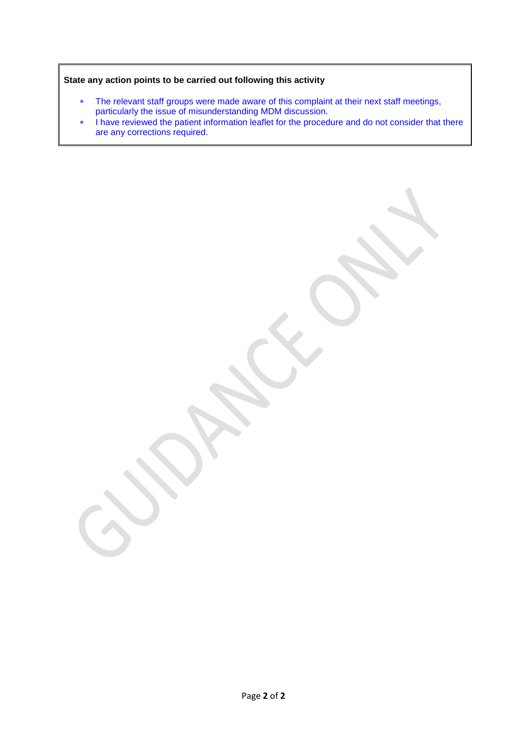**State any action points to be carried out following this activity**

- The relevant staff groups were made aware of this complaint at their next staff meetings, particularly the issue of misunderstanding MDM discussion.
- I have reviewed the patient information leaflet for the procedure and do not consider that there are any corrections required.